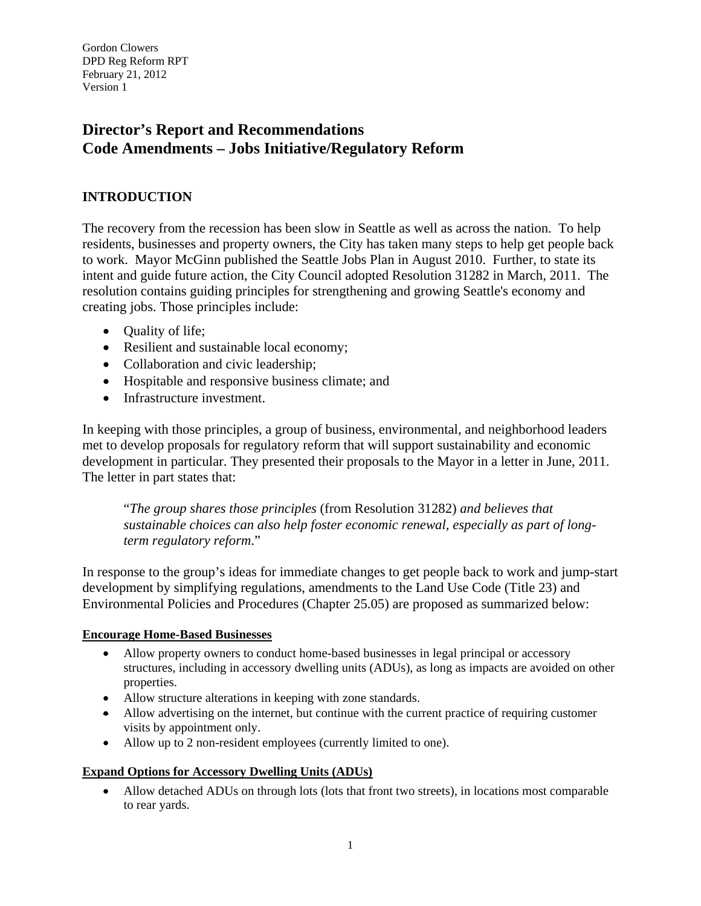Gordon Clowers
DPD Reg Reform RPT
February 21, 2012
Version 1

# Director's Report and Recommendations
# Code Amendments – Jobs Initiative/Regulatory Reform

## INTRODUCTION

The recovery from the recession has been slow in Seattle as well as across the nation. To help residents, businesses and property owners, the City has taken many steps to help get people back to work. Mayor McGinn published the Seattle Jobs Plan in August 2010. Further, to state its intent and guide future action, the City Council adopted Resolution 31282 in March, 2011. The resolution contains guiding principles for strengthening and growing Seattle's economy and creating jobs. Those principles include:

- Quality of life;
- Resilient and sustainable local economy;
- Collaboration and civic leadership;
- Hospitable and responsive business climate; and
- Infrastructure investment.

In keeping with those principles, a group of business, environmental, and neighborhood leaders met to develop proposals for regulatory reform that will support sustainability and economic development in particular. They presented their proposals to the Mayor in a letter in June, 2011. The letter in part states that:

> "*The group shares those principles* (from Resolution 31282) *and believes that sustainable choices can also help foster economic renewal, especially as part of long-term regulatory reform.*"

In response to the group's ideas for immediate changes to get people back to work and jump-start development by simplifying regulations, amendments to the Land Use Code (Title 23) and Environmental Policies and Procedures (Chapter 25.05) are proposed as summarized below:

**Encourage Home-Based Businesses**

- Allow property owners to conduct home-based businesses in legal principal or accessory structures, including in accessory dwelling units (ADUs), as long as impacts are avoided on other properties.
- Allow structure alterations in keeping with zone standards.
- Allow advertising on the internet, but continue with the current practice of requiring customer visits by appointment only.
- Allow up to 2 non-resident employees (currently limited to one).

**Expand Options for Accessory Dwelling Units (ADUs)**

- Allow detached ADUs on through lots (lots that front two streets), in locations most comparable to rear yards.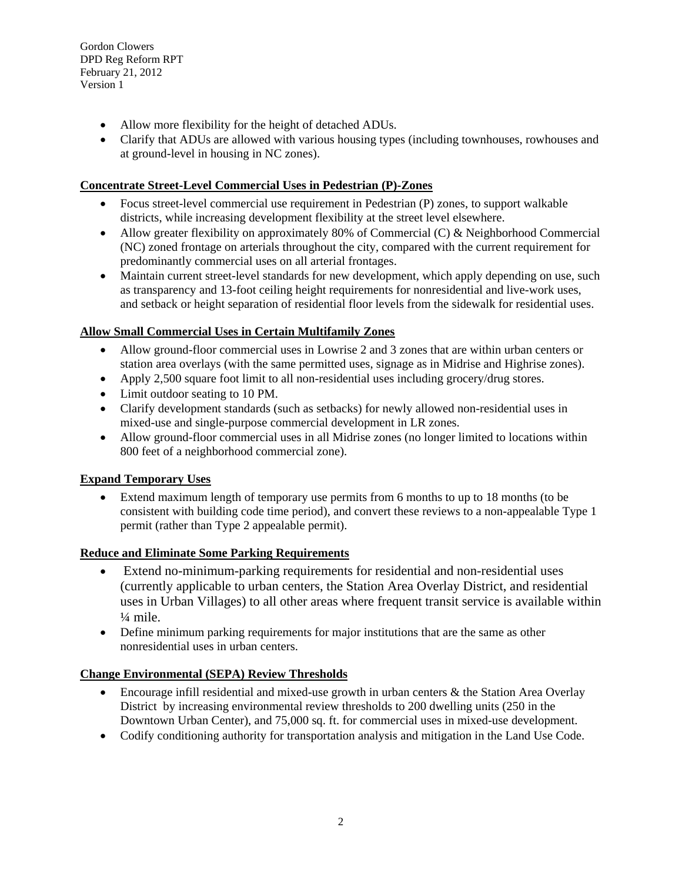- Allow more flexibility for the height of detached ADUs.
- Clarify that ADUs are allowed with various housing types (including townhouses, rowhouses and at ground-level in housing in NC zones).

**Concentrate Street-Level Commercial Uses in Pedestrian (P)-Zones**

- Focus street-level commercial use requirement in Pedestrian (P) zones, to support walkable districts, while increasing development flexibility at the street level elsewhere.
- Allow greater flexibility on approximately 80% of Commercial (C) & Neighborhood Commercial (NC) zoned frontage on arterials throughout the city, compared with the current requirement for predominantly commercial uses on all arterial frontages.
- Maintain current street-level standards for new development, which apply depending on use, such as transparency and 13-foot ceiling height requirements for nonresidential and live-work uses, and setback or height separation of residential floor levels from the sidewalk for residential uses.

**Allow Small Commercial Uses in Certain Multifamily Zones**

- Allow ground-floor commercial uses in Lowrise 2 and 3 zones that are within urban centers or station area overlays (with the same permitted uses, signage as in Midrise and Highrise zones).
- Apply 2,500 square foot limit to all non-residential uses including grocery/drug stores.
- Limit outdoor seating to 10 PM.
- Clarify development standards (such as setbacks) for newly allowed non-residential uses in mixed-use and single-purpose commercial development in LR zones.
- Allow ground-floor commercial uses in all Midrise zones (no longer limited to locations within 800 feet of a neighborhood commercial zone).

**Expand Temporary Uses**

- Extend maximum length of temporary use permits from 6 months to up to 18 months (to be consistent with building code time period), and convert these reviews to a non-appealable Type 1 permit (rather than Type 2 appealable permit).

**Reduce and Eliminate Some Parking Requirements**

- Extend no-minimum-parking requirements for residential and non-residential uses (currently applicable to urban centers, the Station Area Overlay District, and residential uses in Urban Villages) to all other areas where frequent transit service is available within ¼ mile.
- Define minimum parking requirements for major institutions that are the same as other nonresidential uses in urban centers.

**Change Environmental (SEPA) Review Thresholds**

- Encourage infill residential and mixed-use growth in urban centers & the Station Area Overlay District by increasing environmental review thresholds to 200 dwelling units (250 in the Downtown Urban Center), and 75,000 sq. ft. for commercial uses in mixed-use development.
- Codify conditioning authority for transportation analysis and mitigation in the Land Use Code.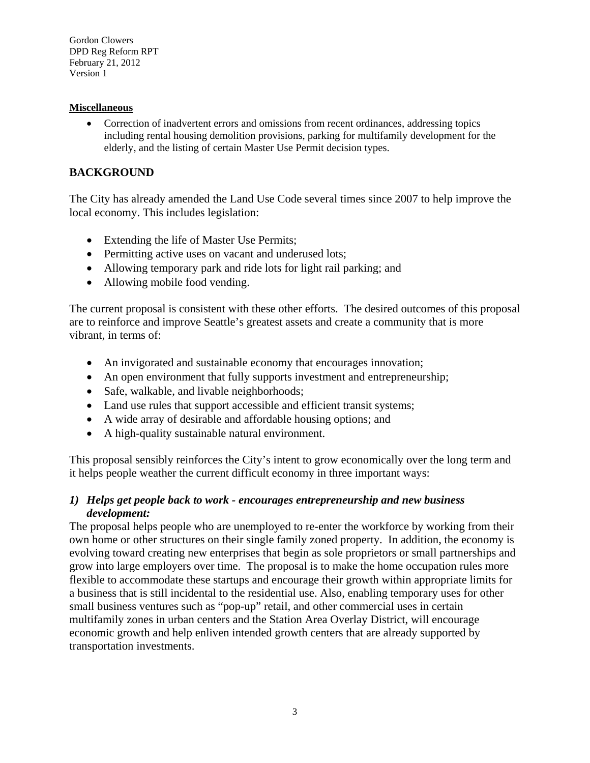**Miscellaneous**

- Correction of inadvertent errors and omissions from recent ordinances, addressing topics including rental housing demolition provisions, parking for multifamily development for the elderly, and the listing of certain Master Use Permit decision types.

## BACKGROUND

The City has already amended the Land Use Code several times since 2007 to help improve the local economy. This includes legislation:

- Extending the life of Master Use Permits;
- Permitting active uses on vacant and underused lots;
- Allowing temporary park and ride lots for light rail parking; and
- Allowing mobile food vending.

The current proposal is consistent with these other efforts. The desired outcomes of this proposal are to reinforce and improve Seattle's greatest assets and create a community that is more vibrant, in terms of:

- An invigorated and sustainable economy that encourages innovation;
- An open environment that fully supports investment and entrepreneurship;
- Safe, walkable, and livable neighborhoods;
- Land use rules that support accessible and efficient transit systems;
- A wide array of desirable and affordable housing options; and
- A high-quality sustainable natural environment.

This proposal sensibly reinforces the City's intent to grow economically over the long term and it helps people weather the current difficult economy in three important ways:

***1) Helps get people back to work - encourages entrepreneurship and new business development:***

The proposal helps people who are unemployed to re-enter the workforce by working from their own home or other structures on their single family zoned property. In addition, the economy is evolving toward creating new enterprises that begin as sole proprietors or small partnerships and grow into large employers over time. The proposal is to make the home occupation rules more flexible to accommodate these startups and encourage their growth within appropriate limits for a business that is still incidental to the residential use. Also, enabling temporary uses for other small business ventures such as "pop-up" retail, and other commercial uses in certain multifamily zones in urban centers and the Station Area Overlay District, will encourage economic growth and help enliven intended growth centers that are already supported by transportation investments.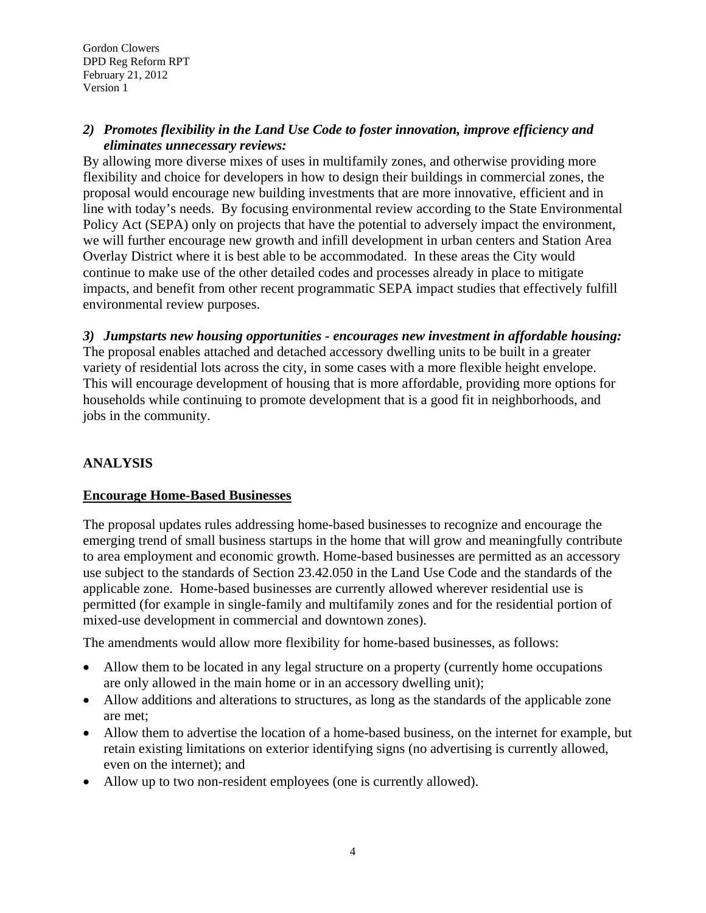*2) Promotes flexibility in the Land Use Code to foster innovation, improve efficiency and eliminates unnecessary reviews:*

By allowing more diverse mixes of uses in multifamily zones, and otherwise providing more flexibility and choice for developers in how to design their buildings in commercial zones, the proposal would encourage new building investments that are more innovative, efficient and in line with today's needs. By focusing environmental review according to the State Environmental Policy Act (SEPA) only on projects that have the potential to adversely impact the environment, we will further encourage new growth and infill development in urban centers and Station Area Overlay District where it is best able to be accommodated. In these areas the City would continue to make use of the other detailed codes and processes already in place to mitigate impacts, and benefit from other recent programmatic SEPA impact studies that effectively fulfill environmental review purposes.

*3) Jumpstarts new housing opportunities - encourages new investment in affordable housing:*

The proposal enables attached and detached accessory dwelling units to be built in a greater variety of residential lots across the city, in some cases with a more flexible height envelope. This will encourage development of housing that is more affordable, providing more options for households while continuing to promote development that is a good fit in neighborhoods, and jobs in the community.

## ANALYSIS

### Encourage Home-Based Businesses

The proposal updates rules addressing home-based businesses to recognize and encourage the emerging trend of small business startups in the home that will grow and meaningfully contribute to area employment and economic growth. Home-based businesses are permitted as an accessory use subject to the standards of Section 23.42.050 in the Land Use Code and the standards of the applicable zone. Home-based businesses are currently allowed wherever residential use is permitted (for example in single-family and multifamily zones and for the residential portion of mixed-use development in commercial and downtown zones).

The amendments would allow more flexibility for home-based businesses, as follows:

- Allow them to be located in any legal structure on a property (currently home occupations are only allowed in the main home or in an accessory dwelling unit);
- Allow additions and alterations to structures, as long as the standards of the applicable zone are met;
- Allow them to advertise the location of a home-based business, on the internet for example, but retain existing limitations on exterior identifying signs (no advertising is currently allowed, even on the internet); and
- Allow up to two non-resident employees (one is currently allowed).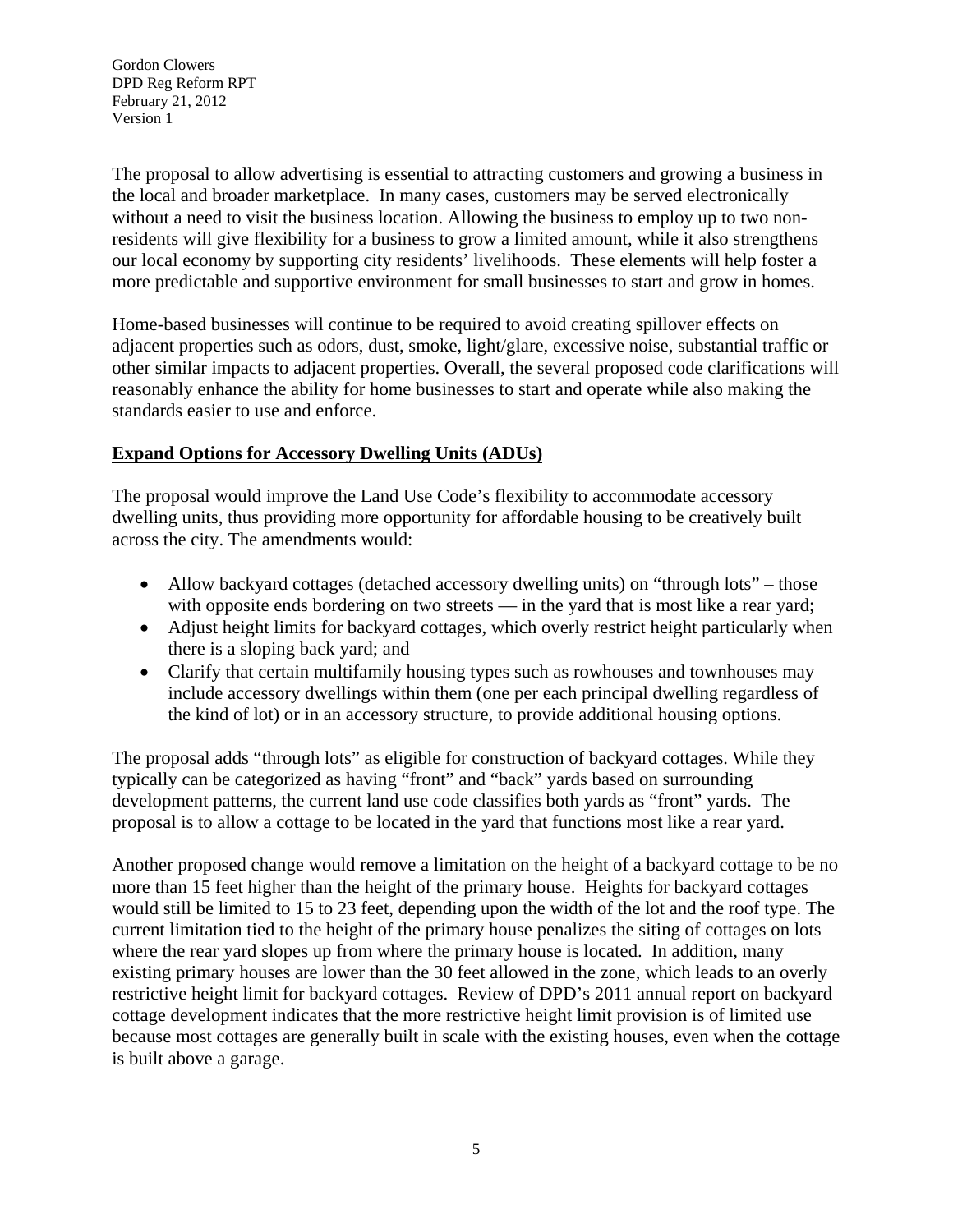The proposal to allow advertising is essential to attracting customers and growing a business in the local and broader marketplace. In many cases, customers may be served electronically without a need to visit the business location. Allowing the business to employ up to two non-residents will give flexibility for a business to grow a limited amount, while it also strengthens our local economy by supporting city residents' livelihoods. These elements will help foster a more predictable and supportive environment for small businesses to start and grow in homes.

Home-based businesses will continue to be required to avoid creating spillover effects on adjacent properties such as odors, dust, smoke, light/glare, excessive noise, substantial traffic or other similar impacts to adjacent properties. Overall, the several proposed code clarifications will reasonably enhance the ability for home businesses to start and operate while also making the standards easier to use and enforce.

**Expand Options for Accessory Dwelling Units (ADUs)**

The proposal would improve the Land Use Code's flexibility to accommodate accessory dwelling units, thus providing more opportunity for affordable housing to be creatively built across the city. The amendments would:

- Allow backyard cottages (detached accessory dwelling units) on "through lots" – those with opposite ends bordering on two streets — in the yard that is most like a rear yard;
- Adjust height limits for backyard cottages, which overly restrict height particularly when there is a sloping back yard; and
- Clarify that certain multifamily housing types such as rowhouses and townhouses may include accessory dwellings within them (one per each principal dwelling regardless of the kind of lot) or in an accessory structure, to provide additional housing options.

The proposal adds "through lots" as eligible for construction of backyard cottages. While they typically can be categorized as having "front" and "back" yards based on surrounding development patterns, the current land use code classifies both yards as "front" yards. The proposal is to allow a cottage to be located in the yard that functions most like a rear yard.

Another proposed change would remove a limitation on the height of a backyard cottage to be no more than 15 feet higher than the height of the primary house. Heights for backyard cottages would still be limited to 15 to 23 feet, depending upon the width of the lot and the roof type. The current limitation tied to the height of the primary house penalizes the siting of cottages on lots where the rear yard slopes up from where the primary house is located. In addition, many existing primary houses are lower than the 30 feet allowed in the zone, which leads to an overly restrictive height limit for backyard cottages. Review of DPD's 2011 annual report on backyard cottage development indicates that the more restrictive height limit provision is of limited use because most cottages are generally built in scale with the existing houses, even when the cottage is built above a garage.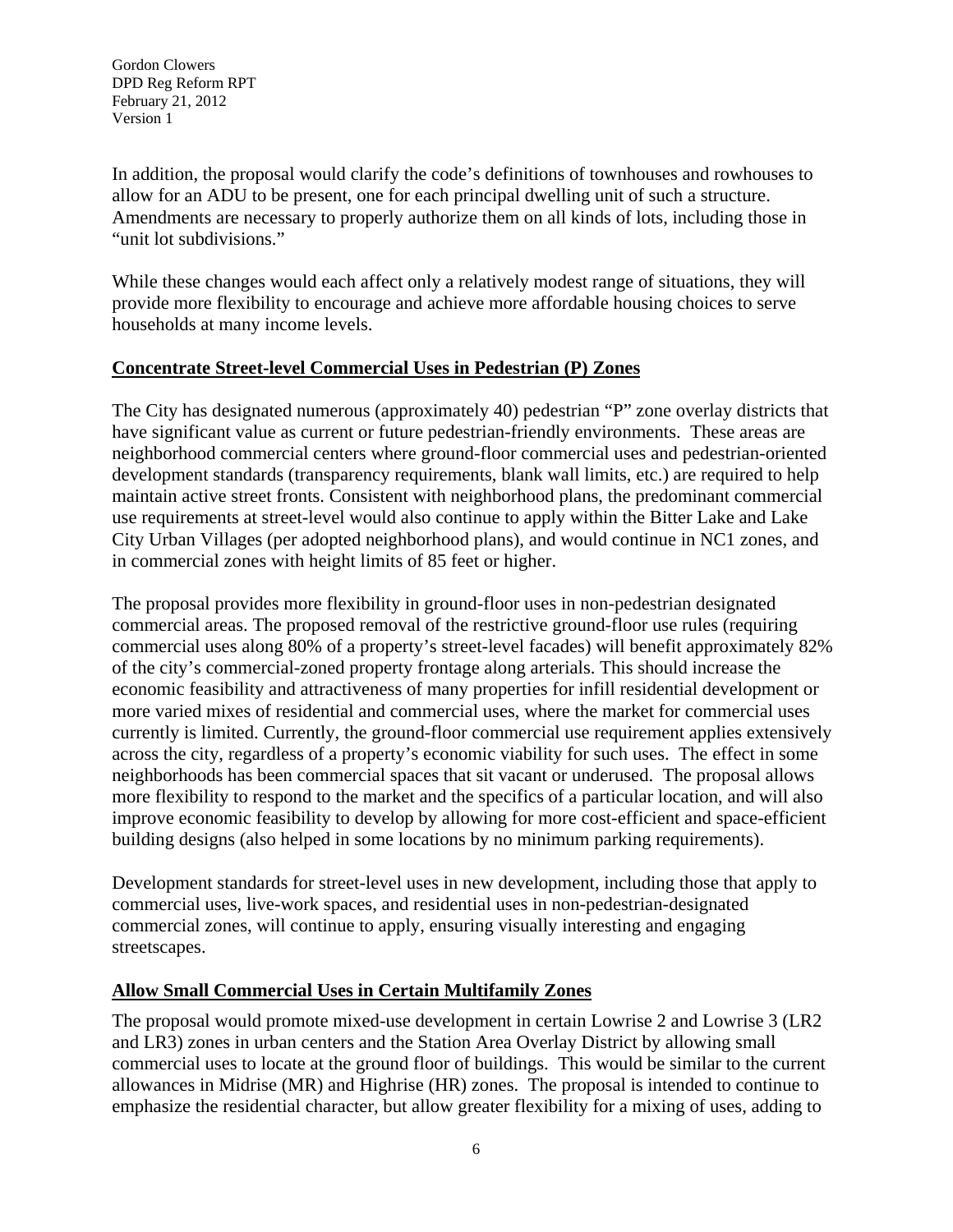In addition, the proposal would clarify the code's definitions of townhouses and rowhouses to allow for an ADU to be present, one for each principal dwelling unit of such a structure. Amendments are necessary to properly authorize them on all kinds of lots, including those in "unit lot subdivisions."

While these changes would each affect only a relatively modest range of situations, they will provide more flexibility to encourage and achieve more affordable housing choices to serve households at many income levels.

## Concentrate Street-level Commercial Uses in Pedestrian (P) Zones

The City has designated numerous (approximately 40) pedestrian "P" zone overlay districts that have significant value as current or future pedestrian-friendly environments. These areas are neighborhood commercial centers where ground-floor commercial uses and pedestrian-oriented development standards (transparency requirements, blank wall limits, etc.) are required to help maintain active street fronts. Consistent with neighborhood plans, the predominant commercial use requirements at street-level would also continue to apply within the Bitter Lake and Lake City Urban Villages (per adopted neighborhood plans), and would continue in NC1 zones, and in commercial zones with height limits of 85 feet or higher.

The proposal provides more flexibility in ground-floor uses in non-pedestrian designated commercial areas. The proposed removal of the restrictive ground-floor use rules (requiring commercial uses along 80% of a property's street-level facades) will benefit approximately 82% of the city's commercial-zoned property frontage along arterials. This should increase the economic feasibility and attractiveness of many properties for infill residential development or more varied mixes of residential and commercial uses, where the market for commercial uses currently is limited. Currently, the ground-floor commercial use requirement applies extensively across the city, regardless of a property's economic viability for such uses. The effect in some neighborhoods has been commercial spaces that sit vacant or underused. The proposal allows more flexibility to respond to the market and the specifics of a particular location, and will also improve economic feasibility to develop by allowing for more cost-efficient and space-efficient building designs (also helped in some locations by no minimum parking requirements).

Development standards for street-level uses in new development, including those that apply to commercial uses, live-work spaces, and residential uses in non-pedestrian-designated commercial zones, will continue to apply, ensuring visually interesting and engaging streetscapes.

## Allow Small Commercial Uses in Certain Multifamily Zones

The proposal would promote mixed-use development in certain Lowrise 2 and Lowrise 3 (LR2 and LR3) zones in urban centers and the Station Area Overlay District by allowing small commercial uses to locate at the ground floor of buildings. This would be similar to the current allowances in Midrise (MR) and Highrise (HR) zones. The proposal is intended to continue to emphasize the residential character, but allow greater flexibility for a mixing of uses, adding to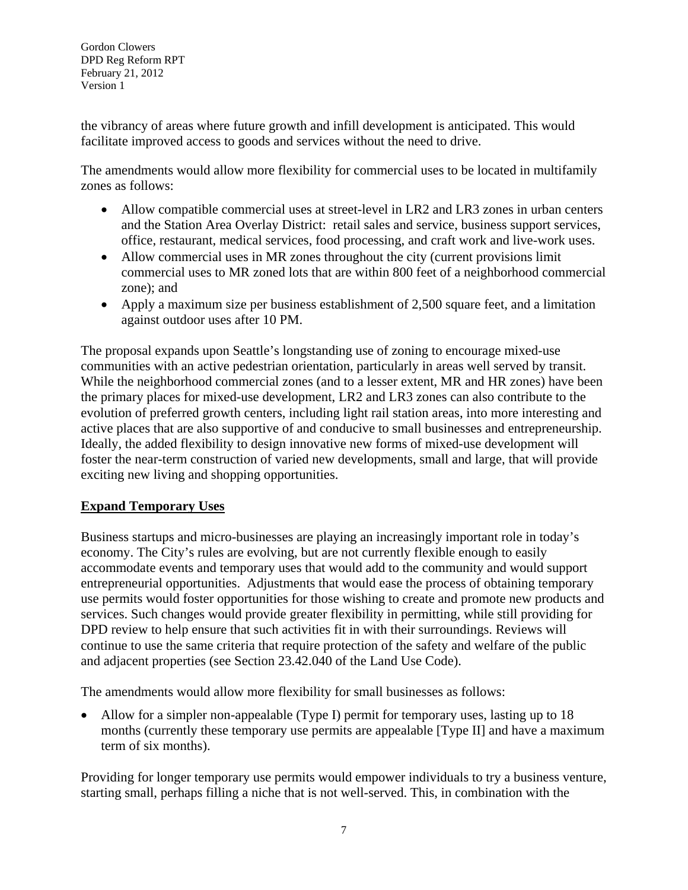the vibrancy of areas where future growth and infill development is anticipated. This would facilitate improved access to goods and services without the need to drive.

The amendments would allow more flexibility for commercial uses to be located in multifamily zones as follows:

- Allow compatible commercial uses at street-level in LR2 and LR3 zones in urban centers and the Station Area Overlay District: retail sales and service, business support services, office, restaurant, medical services, food processing, and craft work and live-work uses.
- Allow commercial uses in MR zones throughout the city (current provisions limit commercial uses to MR zoned lots that are within 800 feet of a neighborhood commercial zone); and
- Apply a maximum size per business establishment of 2,500 square feet, and a limitation against outdoor uses after 10 PM.

The proposal expands upon Seattle's longstanding use of zoning to encourage mixed-use communities with an active pedestrian orientation, particularly in areas well served by transit. While the neighborhood commercial zones (and to a lesser extent, MR and HR zones) have been the primary places for mixed-use development, LR2 and LR3 zones can also contribute to the evolution of preferred growth centers, including light rail station areas, into more interesting and active places that are also supportive of and conducive to small businesses and entrepreneurship. Ideally, the added flexibility to design innovative new forms of mixed-use development will foster the near-term construction of varied new developments, small and large, that will provide exciting new living and shopping opportunities.

## Expand Temporary Uses

Business startups and micro-businesses are playing an increasingly important role in today's economy. The City's rules are evolving, but are not currently flexible enough to easily accommodate events and temporary uses that would add to the community and would support entrepreneurial opportunities. Adjustments that would ease the process of obtaining temporary use permits would foster opportunities for those wishing to create and promote new products and services. Such changes would provide greater flexibility in permitting, while still providing for DPD review to help ensure that such activities fit in with their surroundings. Reviews will continue to use the same criteria that require protection of the safety and welfare of the public and adjacent properties (see Section 23.42.040 of the Land Use Code).

The amendments would allow more flexibility for small businesses as follows:

- Allow for a simpler non-appealable (Type I) permit for temporary uses, lasting up to 18 months (currently these temporary use permits are appealable [Type II] and have a maximum term of six months).

Providing for longer temporary use permits would empower individuals to try a business venture, starting small, perhaps filling a niche that is not well-served. This, in combination with the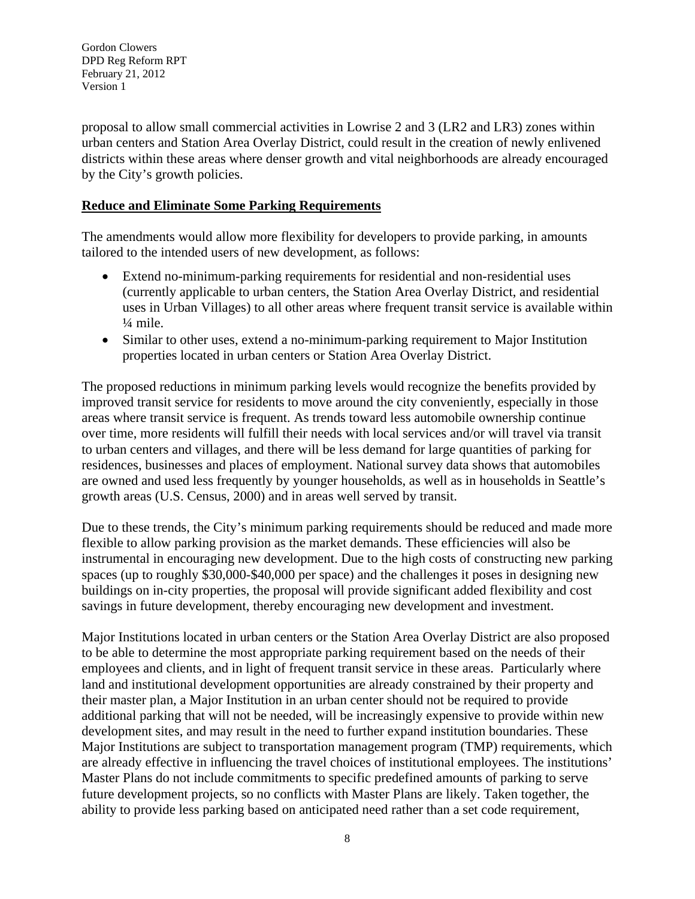proposal to allow small commercial activities in Lowrise 2 and 3 (LR2 and LR3) zones within urban centers and Station Area Overlay District, could result in the creation of newly enlivened districts within these areas where denser growth and vital neighborhoods are already encouraged by the City's growth policies.

## Reduce and Eliminate Some Parking Requirements

The amendments would allow more flexibility for developers to provide parking, in amounts tailored to the intended users of new development, as follows:

- Extend no-minimum-parking requirements for residential and non-residential uses (currently applicable to urban centers, the Station Area Overlay District, and residential uses in Urban Villages) to all other areas where frequent transit service is available within ¼ mile.
- Similar to other uses, extend a no-minimum-parking requirement to Major Institution properties located in urban centers or Station Area Overlay District.

The proposed reductions in minimum parking levels would recognize the benefits provided by improved transit service for residents to move around the city conveniently, especially in those areas where transit service is frequent. As trends toward less automobile ownership continue over time, more residents will fulfill their needs with local services and/or will travel via transit to urban centers and villages, and there will be less demand for large quantities of parking for residences, businesses and places of employment. National survey data shows that automobiles are owned and used less frequently by younger households, as well as in households in Seattle's growth areas (U.S. Census, 2000) and in areas well served by transit.

Due to these trends, the City's minimum parking requirements should be reduced and made more flexible to allow parking provision as the market demands. These efficiencies will also be instrumental in encouraging new development. Due to the high costs of constructing new parking spaces (up to roughly $30,000-$40,000 per space) and the challenges it poses in designing new buildings on in-city properties, the proposal will provide significant added flexibility and cost savings in future development, thereby encouraging new development and investment.

Major Institutions located in urban centers or the Station Area Overlay District are also proposed to be able to determine the most appropriate parking requirement based on the needs of their employees and clients, and in light of frequent transit service in these areas. Particularly where land and institutional development opportunities are already constrained by their property and their master plan, a Major Institution in an urban center should not be required to provide additional parking that will not be needed, will be increasingly expensive to provide within new development sites, and may result in the need to further expand institution boundaries. These Major Institutions are subject to transportation management program (TMP) requirements, which are already effective in influencing the travel choices of institutional employees. The institutions' Master Plans do not include commitments to specific predefined amounts of parking to serve future development projects, so no conflicts with Master Plans are likely. Taken together, the ability to provide less parking based on anticipated need rather than a set code requirement,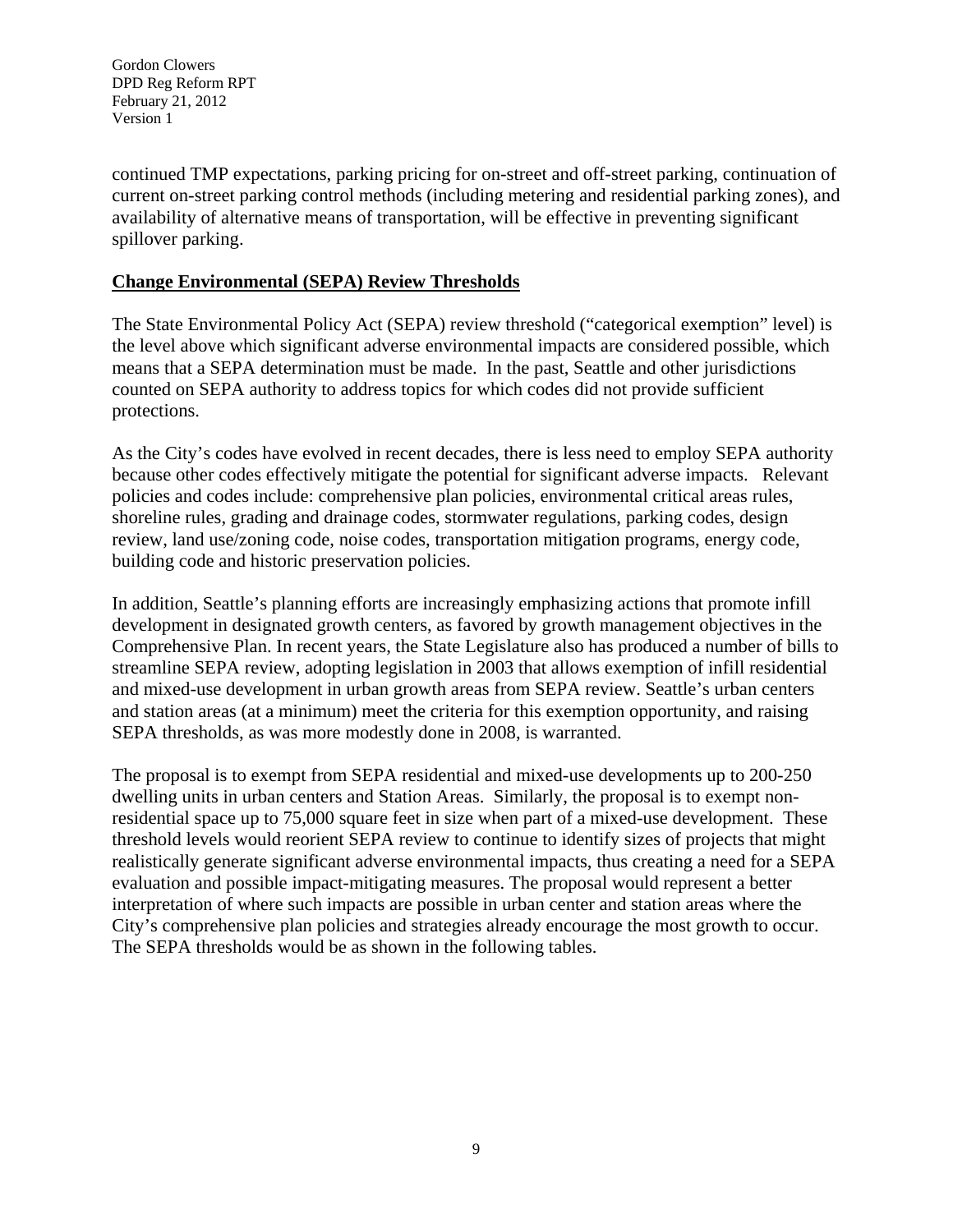continued TMP expectations, parking pricing for on-street and off-street parking, continuation of current on-street parking control methods (including metering and residential parking zones), and availability of alternative means of transportation, will be effective in preventing significant spillover parking.

## Change Environmental (SEPA) Review Thresholds

The State Environmental Policy Act (SEPA) review threshold ("categorical exemption" level) is the level above which significant adverse environmental impacts are considered possible, which means that a SEPA determination must be made. In the past, Seattle and other jurisdictions counted on SEPA authority to address topics for which codes did not provide sufficient protections.

As the City's codes have evolved in recent decades, there is less need to employ SEPA authority because other codes effectively mitigate the potential for significant adverse impacts. Relevant policies and codes include: comprehensive plan policies, environmental critical areas rules, shoreline rules, grading and drainage codes, stormwater regulations, parking codes, design review, land use/zoning code, noise codes, transportation mitigation programs, energy code, building code and historic preservation policies.

In addition, Seattle's planning efforts are increasingly emphasizing actions that promote infill development in designated growth centers, as favored by growth management objectives in the Comprehensive Plan. In recent years, the State Legislature also has produced a number of bills to streamline SEPA review, adopting legislation in 2003 that allows exemption of infill residential and mixed-use development in urban growth areas from SEPA review. Seattle's urban centers and station areas (at a minimum) meet the criteria for this exemption opportunity, and raising SEPA thresholds, as was more modestly done in 2008, is warranted.

The proposal is to exempt from SEPA residential and mixed-use developments up to 200-250 dwelling units in urban centers and Station Areas. Similarly, the proposal is to exempt non-residential space up to 75,000 square feet in size when part of a mixed-use development. These threshold levels would reorient SEPA review to continue to identify sizes of projects that might realistically generate significant adverse environmental impacts, thus creating a need for a SEPA evaluation and possible impact-mitigating measures. The proposal would represent a better interpretation of where such impacts are possible in urban center and station areas where the City's comprehensive plan policies and strategies already encourage the most growth to occur. The SEPA thresholds would be as shown in the following tables.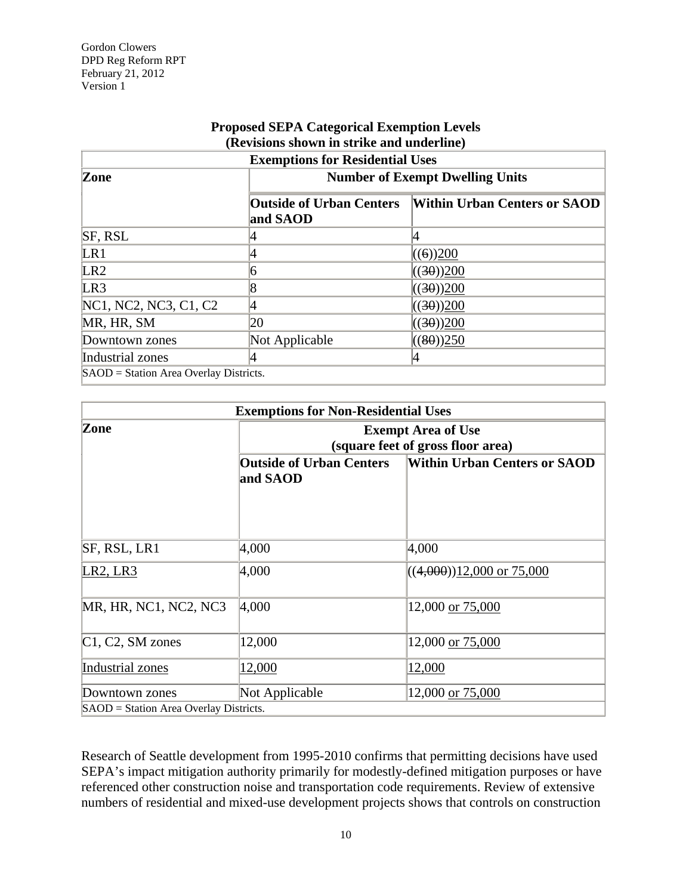**Proposed SEPA Categorical Exemption Levels**
**(Revisions shown in strike and underline)**

| Exemptions for Residential Uses | | |
|---|---|---|
| **Zone** | **Number of Exempt Dwelling Units** | |
| | **Outside of Urban Centers and SAOD** | **Within Urban Centers or SAOD** |
| SF, RSL | 4 | 4 |
| LR1 | 4 | ((~~6~~))<u>200</u> |
| LR2 | 6 | ((~~30~~))<u>200</u> |
| LR3 | 8 | ((~~30~~))<u>200</u> |
| NC1, NC2, NC3, C1, C2 | 4 | ((~~30~~))<u>200</u> |
| MR, HR, SM | 20 | ((~~30~~))<u>200</u> |
| Downtown zones | Not Applicable | ((~~80~~))<u>250</u> |
| Industrial zones | 4 | 4 |
| SAOD = Station Area Overlay Districts. | | |

| Exemptions for Non-Residential Uses | | |
|---|---|---|
| **Zone** | **Exempt Area of Use (square feet of gross floor area)** | |
| | **Outside of Urban Centers and SAOD** | **Within Urban Centers or SAOD** |
| SF, RSL, LR1 | 4,000 | 4,000 |
| <u>LR2, LR3</u> | 4,000 | ((~~4,000~~))<u>12,000 or 75,000</u> |
| MR, HR, NC1, NC2, NC3 | 4,000 | 12,000 <u>or 75,000</u> |
| C1, C2, SM zones | 12,000 | 12,000 <u>or 75,000</u> |
| <u>Industrial zones</u> | <u>12,000</u> | <u>12,000</u> |
| Downtown zones | Not Applicable | 12,000 <u>or 75,000</u> |
| SAOD = Station Area Overlay Districts. | | |

Research of Seattle development from 1995-2010 confirms that permitting decisions have used SEPA's impact mitigation authority primarily for modestly-defined mitigation purposes or have referenced other construction noise and transportation code requirements. Review of extensive numbers of residential and mixed-use development projects shows that controls on construction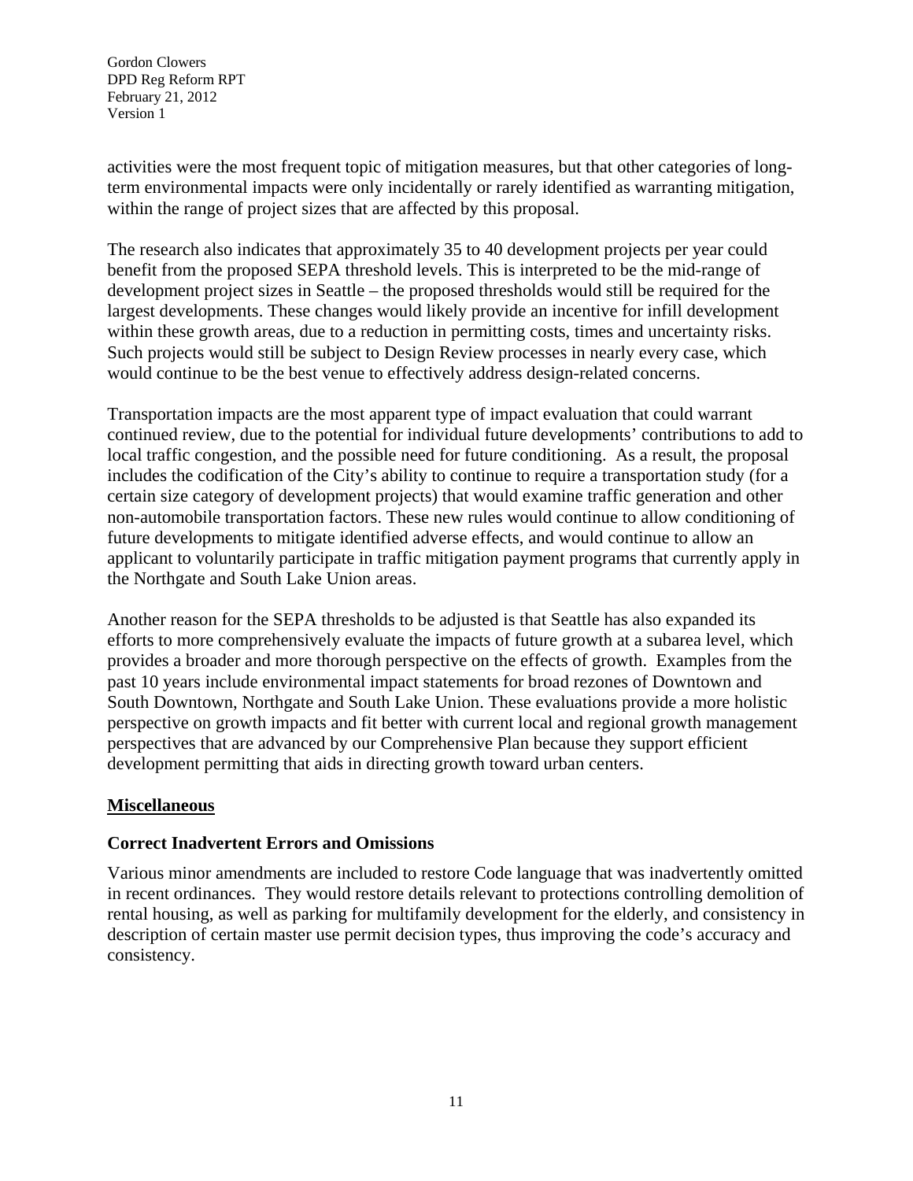activities were the most frequent topic of mitigation measures, but that other categories of long-term environmental impacts were only incidentally or rarely identified as warranting mitigation, within the range of project sizes that are affected by this proposal.

The research also indicates that approximately 35 to 40 development projects per year could benefit from the proposed SEPA threshold levels. This is interpreted to be the mid-range of development project sizes in Seattle – the proposed thresholds would still be required for the largest developments. These changes would likely provide an incentive for infill development within these growth areas, due to a reduction in permitting costs, times and uncertainty risks. Such projects would still be subject to Design Review processes in nearly every case, which would continue to be the best venue to effectively address design-related concerns.

Transportation impacts are the most apparent type of impact evaluation that could warrant continued review, due to the potential for individual future developments' contributions to add to local traffic congestion, and the possible need for future conditioning. As a result, the proposal includes the codification of the City's ability to continue to require a transportation study (for a certain size category of development projects) that would examine traffic generation and other non-automobile transportation factors. These new rules would continue to allow conditioning of future developments to mitigate identified adverse effects, and would continue to allow an applicant to voluntarily participate in traffic mitigation payment programs that currently apply in the Northgate and South Lake Union areas.

Another reason for the SEPA thresholds to be adjusted is that Seattle has also expanded its efforts to more comprehensively evaluate the impacts of future growth at a subarea level, which provides a broader and more thorough perspective on the effects of growth. Examples from the past 10 years include environmental impact statements for broad rezones of Downtown and South Downtown, Northgate and South Lake Union. These evaluations provide a more holistic perspective on growth impacts and fit better with current local and regional growth management perspectives that are advanced by our Comprehensive Plan because they support efficient development permitting that aids in directing growth toward urban centers.

## Miscellaneous

### Correct Inadvertent Errors and Omissions

Various minor amendments are included to restore Code language that was inadvertently omitted in recent ordinances. They would restore details relevant to protections controlling demolition of rental housing, as well as parking for multifamily development for the elderly, and consistency in description of certain master use permit decision types, thus improving the code's accuracy and consistency.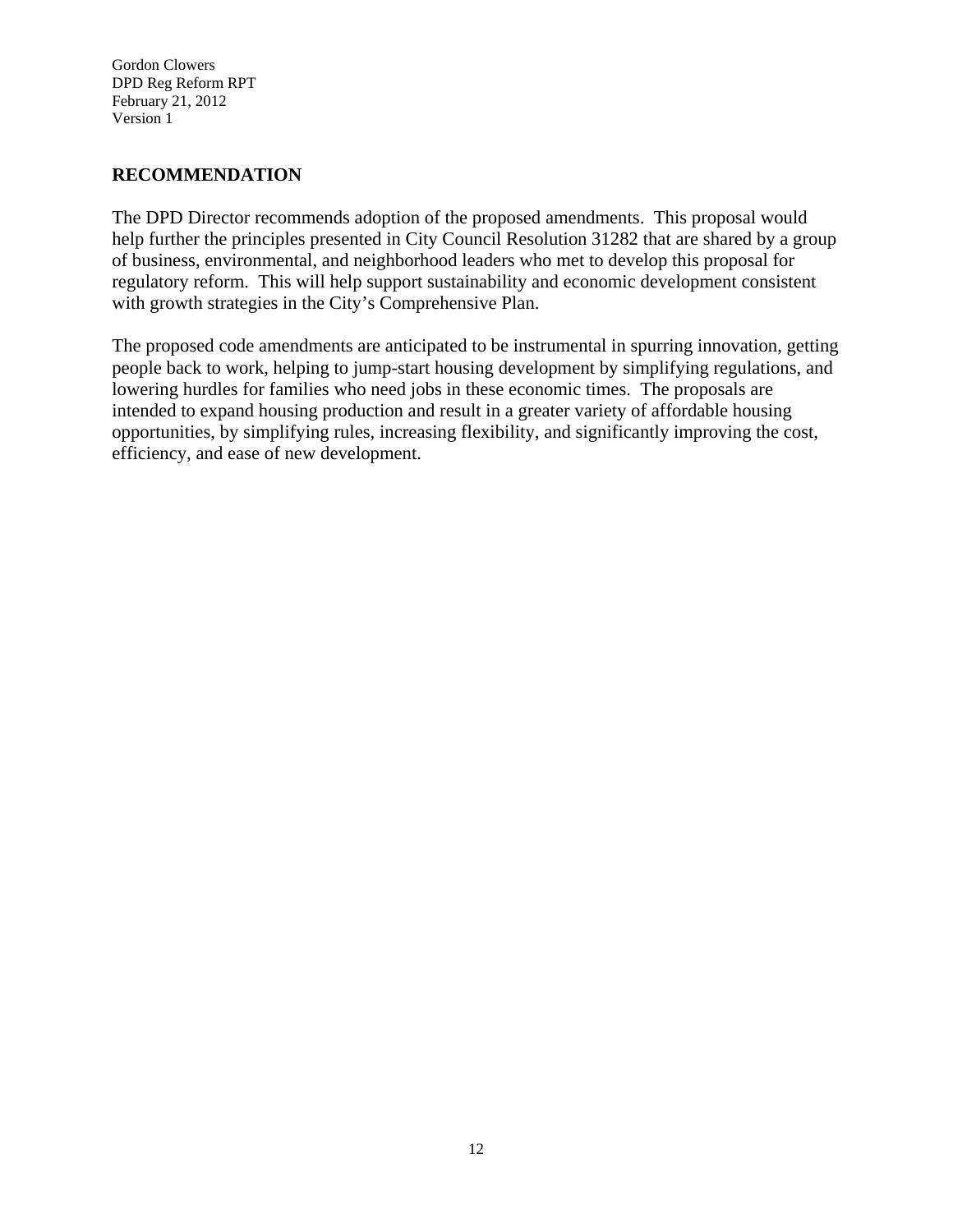## RECOMMENDATION

The DPD Director recommends adoption of the proposed amendments. This proposal would help further the principles presented in City Council Resolution 31282 that are shared by a group of business, environmental, and neighborhood leaders who met to develop this proposal for regulatory reform. This will help support sustainability and economic development consistent with growth strategies in the City's Comprehensive Plan.

The proposed code amendments are anticipated to be instrumental in spurring innovation, getting people back to work, helping to jump-start housing development by simplifying regulations, and lowering hurdles for families who need jobs in these economic times. The proposals are intended to expand housing production and result in a greater variety of affordable housing opportunities, by simplifying rules, increasing flexibility, and significantly improving the cost, efficiency, and ease of new development.